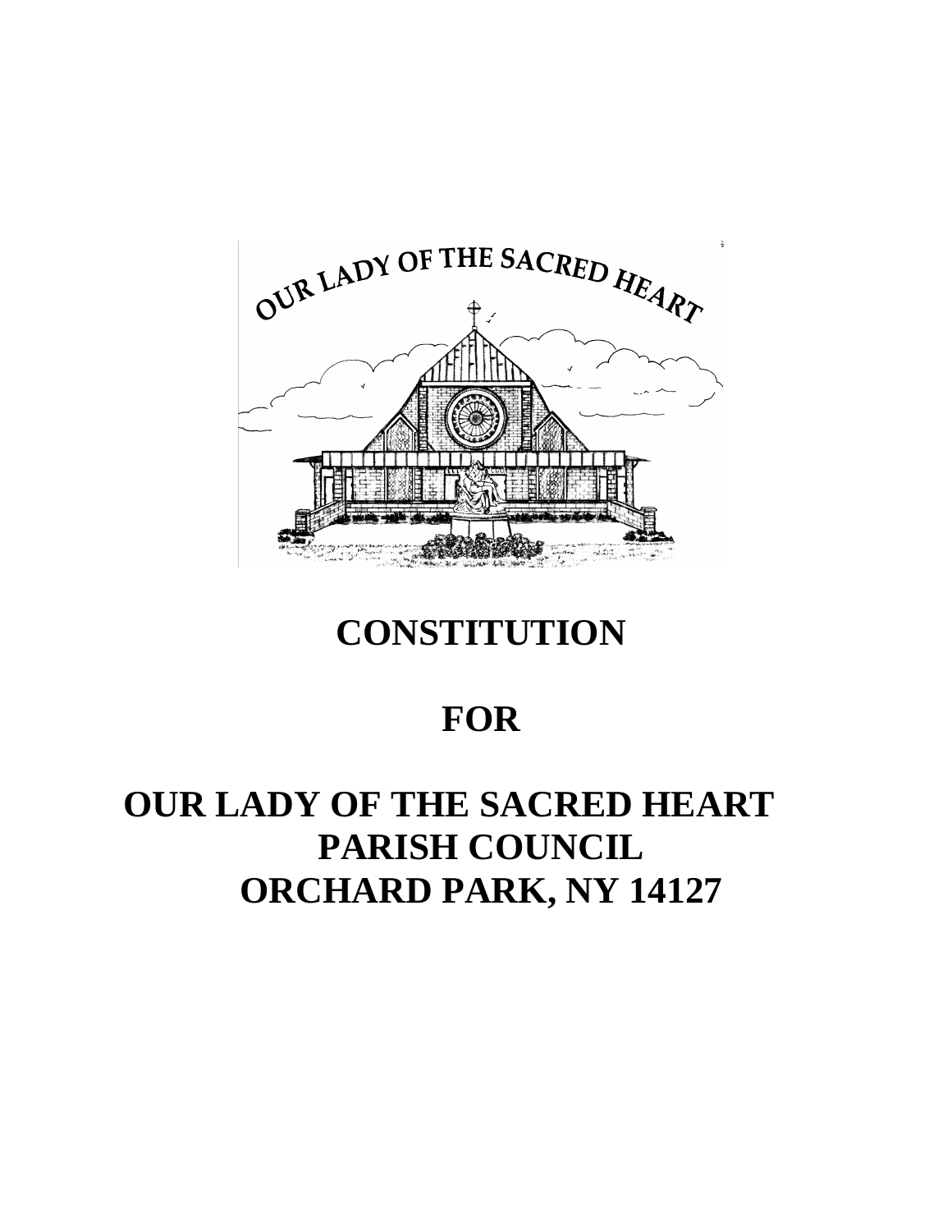# CONSTITUTION

# FOR

# OUR LADY OF THE SACRED HEART PARISH COUNCIL ORCHARD PARK, NY 14127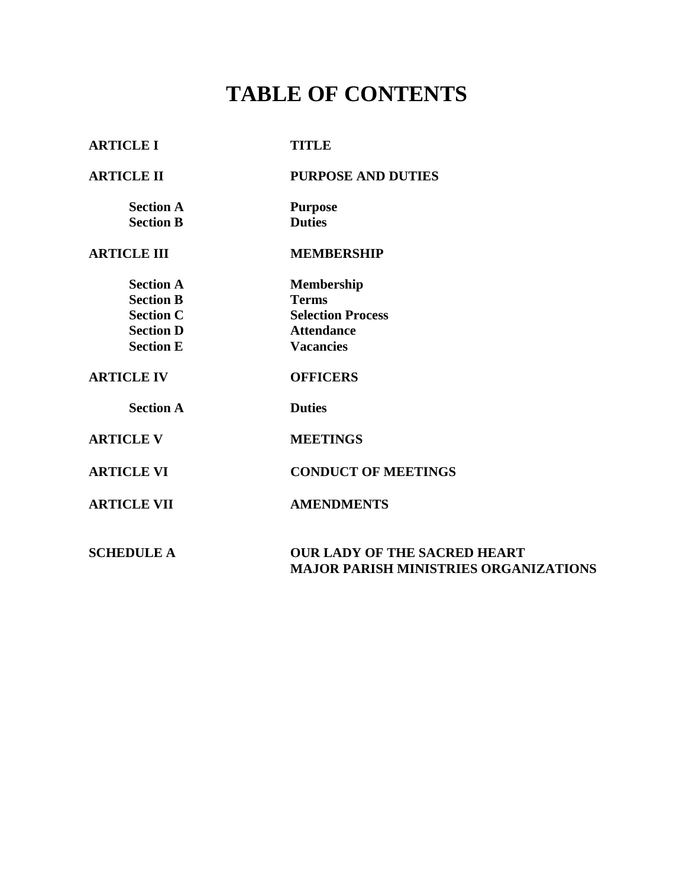# TABLE OF CONTENTS

| | |
|---|---|
| **ARTICLE I** | **TITLE** |
| **ARTICLE II** | **PURPOSE AND DUTIES** |
| **Section A** | **Purpose** |
| **Section B** | **Duties** |
| **ARTICLE III** | **MEMBERSHIP** |
| **Section A** | **Membership** |
| **Section B** | **Terms** |
| **Section C** | **Selection Process** |
| **Section D** | **Attendance** |
| **Section E** | **Vacancies** |
| **ARTICLE IV** | **OFFICERS** |
| **Section A** | **Duties** |
| **ARTICLE V** | **MEETINGS** |
| **ARTICLE VI** | **CONDUCT OF MEETINGS** |
| **ARTICLE VII** | **AMENDMENTS** |
| **SCHEDULE A** | **OUR LADY OF THE SACRED HEART MAJOR PARISH MINISTRIES ORGANIZATIONS** |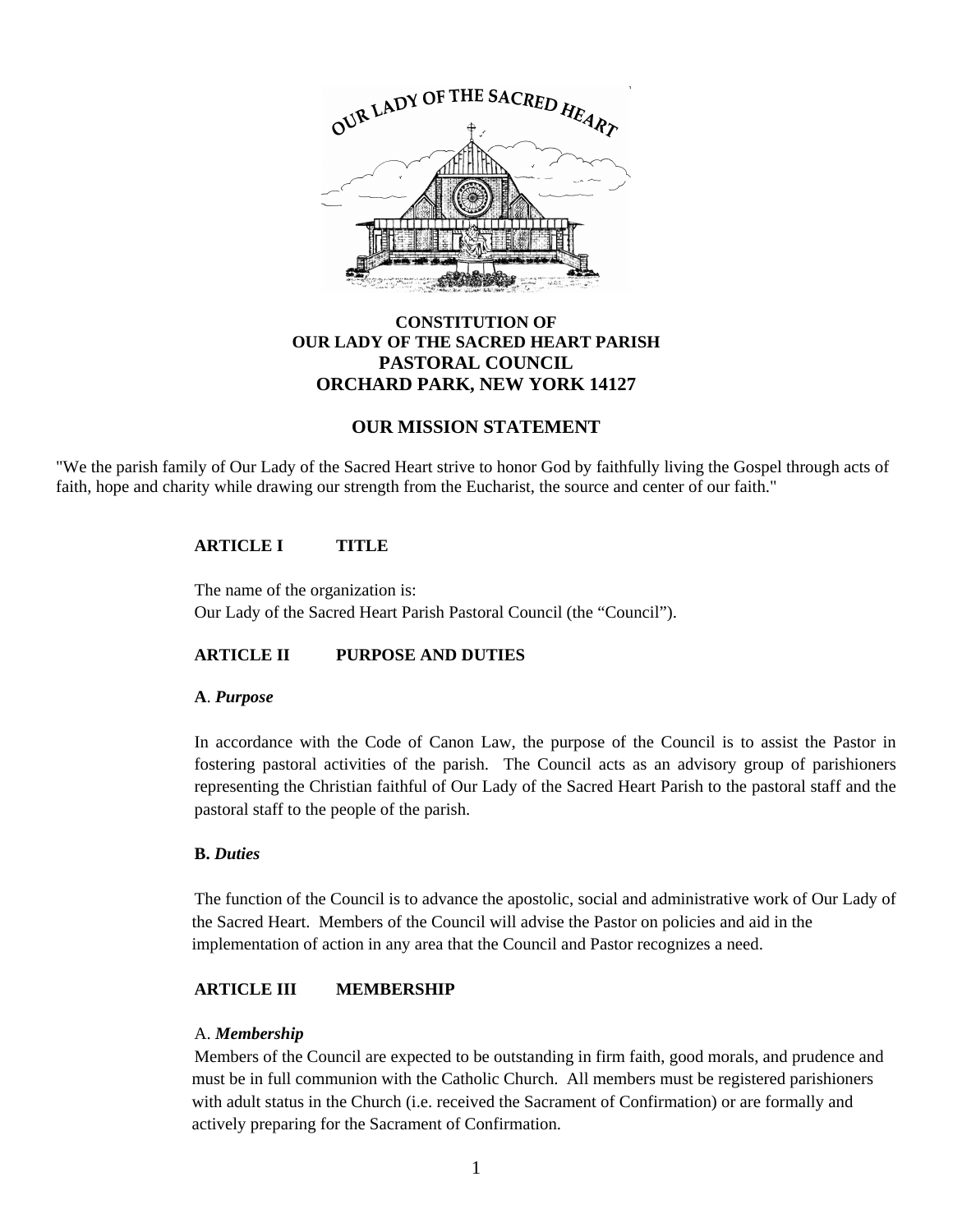**CONSTITUTION OF**
**OUR LADY OF THE SACRED HEART PARISH**
**PASTORAL COUNCIL**
**ORCHARD PARK, NEW YORK 14127**

## OUR MISSION STATEMENT

"We the parish family of Our Lady of the Sacred Heart strive to honor God by faithfully living the Gospel through acts of faith, hope and charity while drawing our strength from the Eucharist, the source and center of our faith."

### ARTICLE I TITLE

The name of the organization is:
Our Lady of the Sacred Heart Parish Pastoral Council (the "Council").

### ARTICLE II PURPOSE AND DUTIES

**A**. ***Purpose***

In accordance with the Code of Canon Law, the purpose of the Council is to assist the Pastor in fostering pastoral activities of the parish. The Council acts as an advisory group of parishioners representing the Christian faithful of Our Lady of the Sacred Heart Parish to the pastoral staff and the pastoral staff to the people of the parish.

**B.** ***Duties***

The function of the Council is to advance the apostolic, social and administrative work of Our Lady of the Sacred Heart. Members of the Council will advise the Pastor on policies and aid in the implementation of action in any area that the Council and Pastor recognizes a need.

### ARTICLE III MEMBERSHIP

A. ***Membership***

Members of the Council are expected to be outstanding in firm faith, good morals, and prudence and must be in full communion with the Catholic Church. All members must be registered parishioners with adult status in the Church (i.e. received the Sacrament of Confirmation) or are formally and actively preparing for the Sacrament of Confirmation.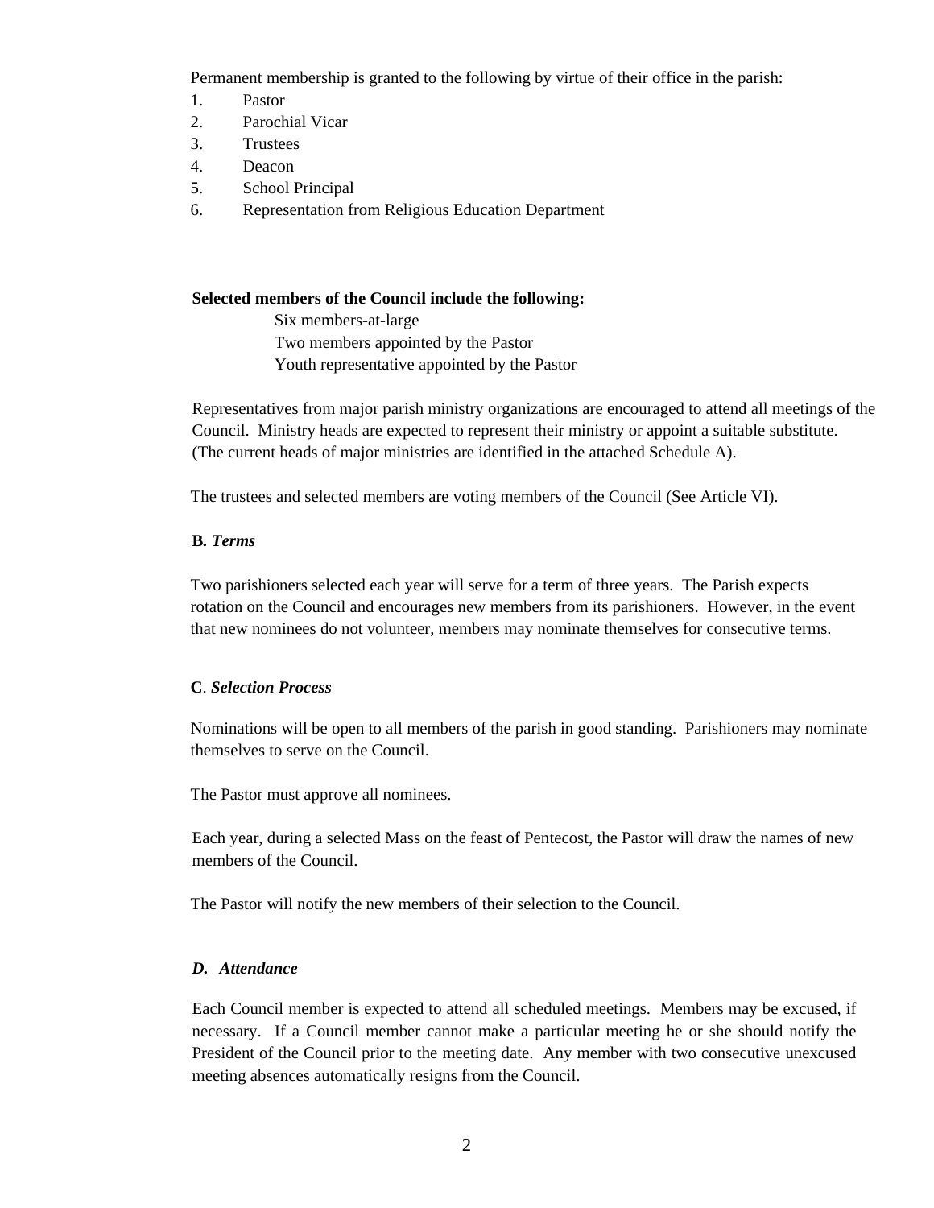Permanent membership is granted to the following by virtue of their office in the parish:

1. Pastor
2. Parochial Vicar
3. Trustees
4. Deacon
5. School Principal
6. Representation from Religious Education Department

**Selected members of the Council include the following:**

Six members-at-large
Two members appointed by the Pastor
Youth representative appointed by the Pastor

Representatives from major parish ministry organizations are encouraged to attend all meetings of the Council. Ministry heads are expected to represent their ministry or appoint a suitable substitute. (The current heads of major ministries are identified in the attached Schedule A).

The trustees and selected members are voting members of the Council (See Article VI).

**B.** ***Terms***

Two parishioners selected each year will serve for a term of three years. The Parish expects rotation on the Council and encourages new members from its parishioners. However, in the event that new nominees do not volunteer, members may nominate themselves for consecutive terms.

**C**. ***Selection Process***

Nominations will be open to all members of the parish in good standing. Parishioners may nominate themselves to serve on the Council.

The Pastor must approve all nominees.

Each year, during a selected Mass on the feast of Pentecost, the Pastor will draw the names of new members of the Council.

The Pastor will notify the new members of their selection to the Council.

***D. Attendance***

Each Council member is expected to attend all scheduled meetings. Members may be excused, if necessary. If a Council member cannot make a particular meeting he or she should notify the President of the Council prior to the meeting date. Any member with two consecutive unexcused meeting absences automatically resigns from the Council.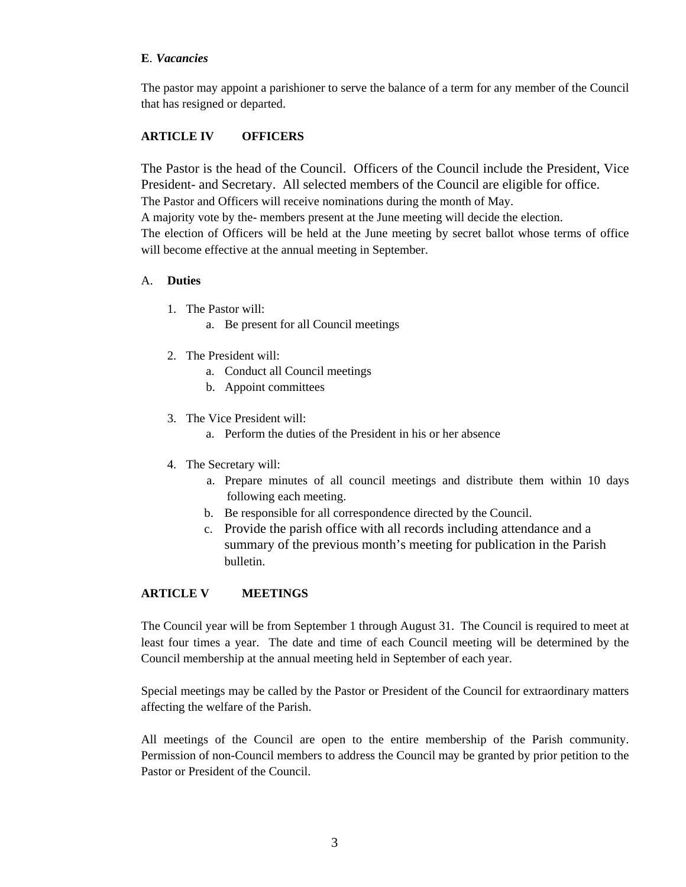**E**. ***Vacancies***

The pastor may appoint a parishioner to serve the balance of a term for any member of the Council that has resigned or departed.

## ARTICLE IV OFFICERS

The Pastor is the head of the Council. Officers of the Council include the President, Vice President- and Secretary. All selected members of the Council are eligible for office.
The Pastor and Officers will receive nominations during the month of May.
A majority vote by the- members present at the June meeting will decide the election.
The election of Officers will be held at the June meeting by secret ballot whose terms of office will become effective at the annual meeting in September.

A. **Duties**

1. The Pastor will:
   a. Be present for all Council meetings

2. The President will:
   a. Conduct all Council meetings
   b. Appoint committees

3. The Vice President will:
   a. Perform the duties of the President in his or her absence

4. The Secretary will:
   a. Prepare minutes of all council meetings and distribute them within 10 days following each meeting.
   b. Be responsible for all correspondence directed by the Council.
   c. Provide the parish office with all records including attendance and a summary of the previous month's meeting for publication in the Parish bulletin.

## ARTICLE V MEETINGS

The Council year will be from September 1 through August 31. The Council is required to meet at least four times a year. The date and time of each Council meeting will be determined by the Council membership at the annual meeting held in September of each year.

Special meetings may be called by the Pastor or President of the Council for extraordinary matters affecting the welfare of the Parish.

All meetings of the Council are open to the entire membership of the Parish community. Permission of non-Council members to address the Council may be granted by prior petition to the Pastor or President of the Council.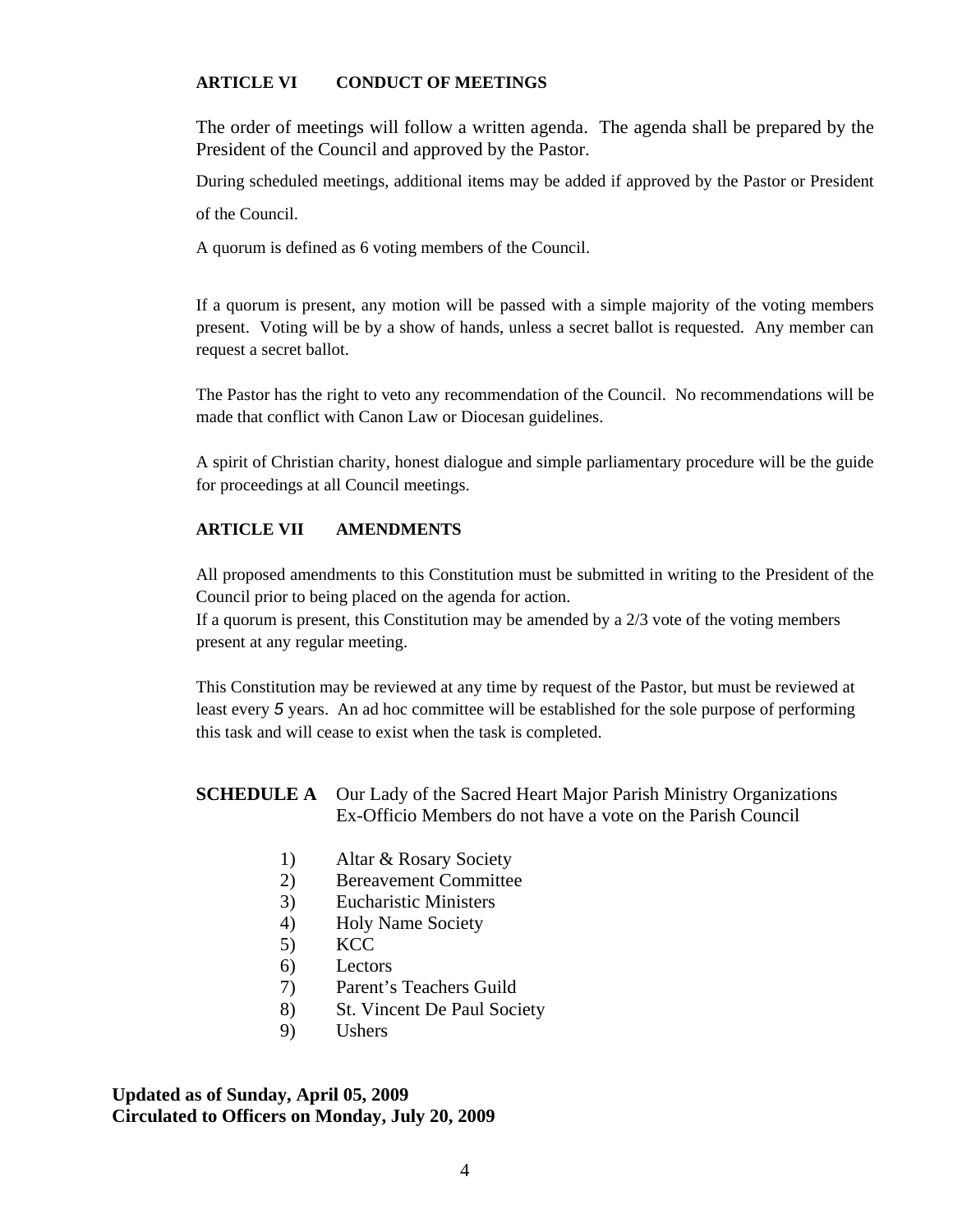## ARTICLE VI CONDUCT OF MEETINGS

The order of meetings will follow a written agenda. The agenda shall be prepared by the President of the Council and approved by the Pastor.

During scheduled meetings, additional items may be added if approved by the Pastor or President of the Council.

A quorum is defined as 6 voting members of the Council.

If a quorum is present, any motion will be passed with a simple majority of the voting members present. Voting will be by a show of hands, unless a secret ballot is requested. Any member can request a secret ballot.

The Pastor has the right to veto any recommendation of the Council. No recommendations will be made that conflict with Canon Law or Diocesan guidelines.

A spirit of Christian charity, honest dialogue and simple parliamentary procedure will be the guide for proceedings at all Council meetings.

## ARTICLE VII AMENDMENTS

All proposed amendments to this Constitution must be submitted in writing to the President of the Council prior to being placed on the agenda for action.
If a quorum is present, this Constitution may be amended by a 2/3 vote of the voting members present at any regular meeting.

This Constitution may be reviewed at any time by request of the Pastor, but must be reviewed at least every 5 years. An ad hoc committee will be established for the sole purpose of performing this task and will cease to exist when the task is completed.

**SCHEDULE A** Our Lady of the Sacred Heart Major Parish Ministry Organizations
Ex-Officio Members do not have a vote on the Parish Council

1) Altar & Rosary Society
2) Bereavement Committee
3) Eucharistic Ministers
4) Holy Name Society
5) KCC
6) Lectors
7) Parent's Teachers Guild
8) St. Vincent De Paul Society
9) Ushers

**Updated as of Sunday, April 05, 2009**
**Circulated to Officers on Monday, July 20, 2009**